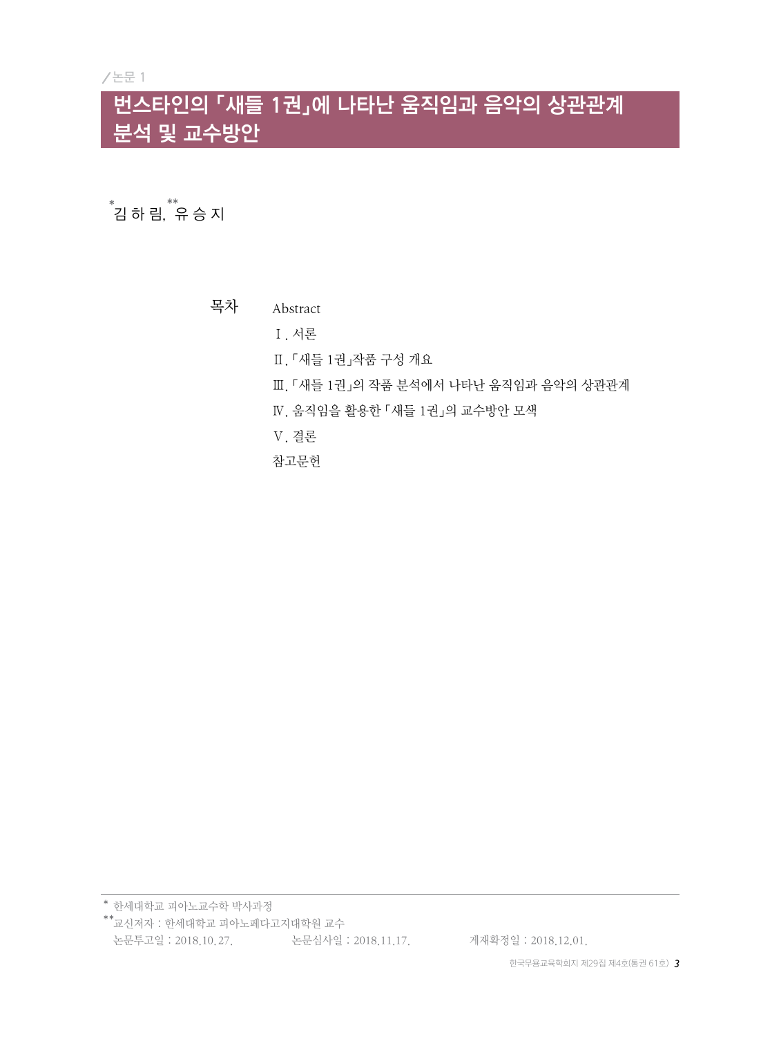/논문 1

# 번스타인의 「새들 1권」에 나타난 움직임과 음악의 상관관계 분석 및 교수방안

[*]김 하 림, [**]유 승 지

목차

Abstract

Ⅰ. 서론

Ⅱ. 「새들 1권」작품 구성 개요

Ⅲ. 「새들 1권」의 작품 분석에서 나타난 움직임과 음악의 상관관계

Ⅳ. 움직임을 활용한 「새들 1권」의 교수방안 모색

Ⅴ. 결론

참고문헌

---

* 한세대학교 피아노교수학 박사과정

** 교신저자 : 한세대학교 피아노페다고지대학원 교수

논문투고일 : 2018.10.27. 논문심사일 : 2018.11.17. 게재확정일 : 2018.12.01.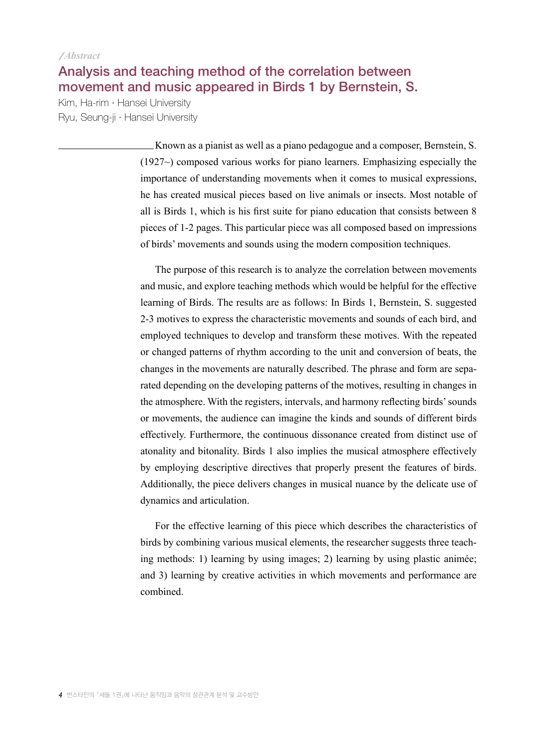*/Abstract*

# Analysis and teaching method of the correlation between movement and music appeared in Birds 1 by Bernstein, S.

Kim, Ha-rim · Hansei University
Ryu, Seung-ji · Hansei University

Known as a pianist as well as a piano pedagogue and a composer, Bernstein, S. (1927~) composed various works for piano learners. Emphasizing especially the importance of understanding movements when it comes to musical expressions, he has created musical pieces based on live animals or insects. Most notable of all is Birds 1, which is his first suite for piano education that consists between 8 pieces of 1-2 pages. This particular piece was all composed based on impressions of birds' movements and sounds using the modern composition techniques.

The purpose of this research is to analyze the correlation between movements and music, and explore teaching methods which would be helpful for the effective learning of Birds. The results are as follows: In Birds 1, Bernstein, S. suggested 2-3 motives to express the characteristic movements and sounds of each bird, and employed techniques to develop and transform these motives. With the repeated or changed patterns of rhythm according to the unit and conversion of beats, the changes in the movements are naturally described. The phrase and form are separated depending on the developing patterns of the motives, resulting in changes in the atmosphere. With the registers, intervals, and harmony reflecting birds' sounds or movements, the audience can imagine the kinds and sounds of different birds effectively. Furthermore, the continuous dissonance created from distinct use of atonality and bitonality. Birds 1 also implies the musical atmosphere effectively by employing descriptive directives that properly present the features of birds. Additionally, the piece delivers changes in musical nuance by the delicate use of dynamics and articulation.

For the effective learning of this piece which describes the characteristics of birds by combining various musical elements, the researcher suggests three teaching methods: 1) learning by using images; 2) learning by using plastic animée; and 3) learning by creative activities in which movements and performance are combined.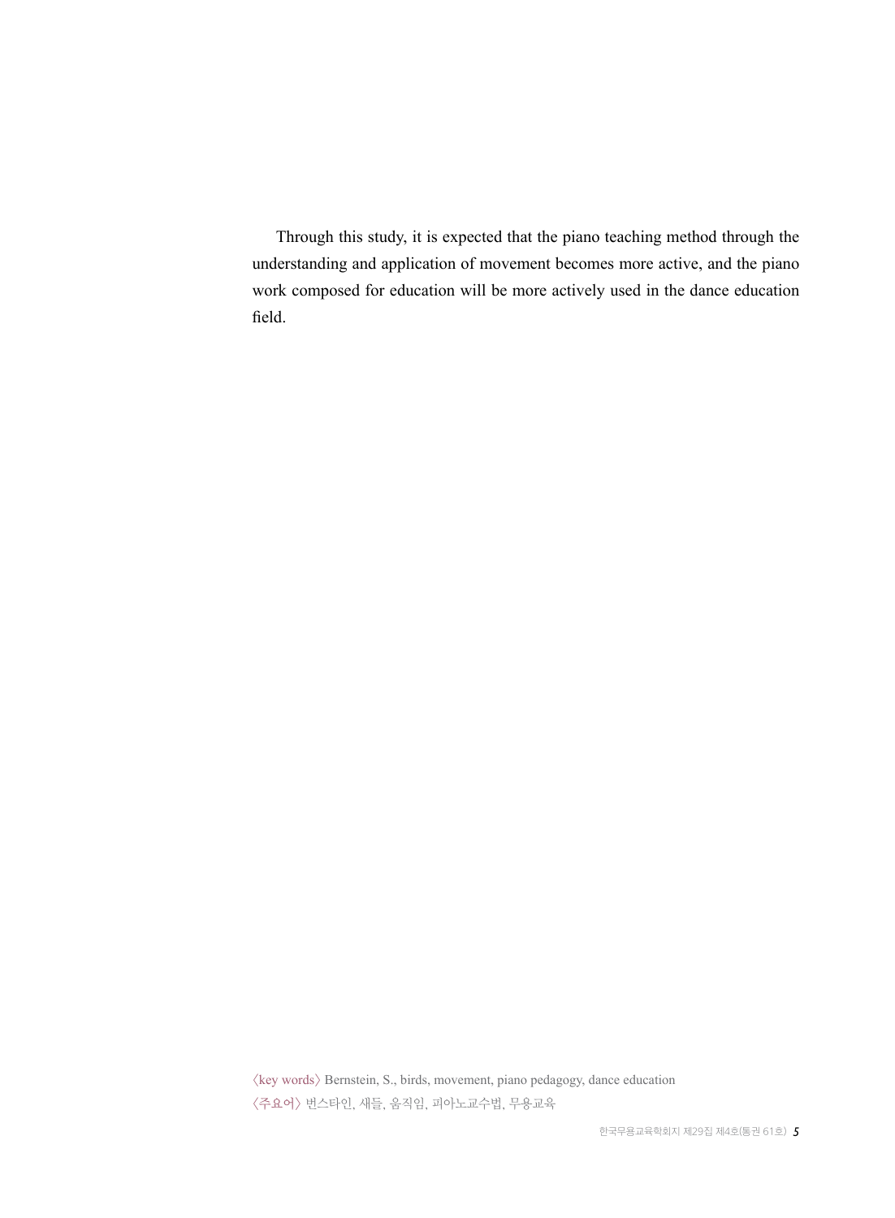Through this study, it is expected that the piano teaching method through the understanding and application of movement becomes more active, and the piano work composed for education will be more actively used in the dance education field.

〈key words〉 Bernstein, S., birds, movement, piano pedagogy, dance education

〈주요어〉 번스타인, 새들, 움직임, 피아노교수법, 무용교육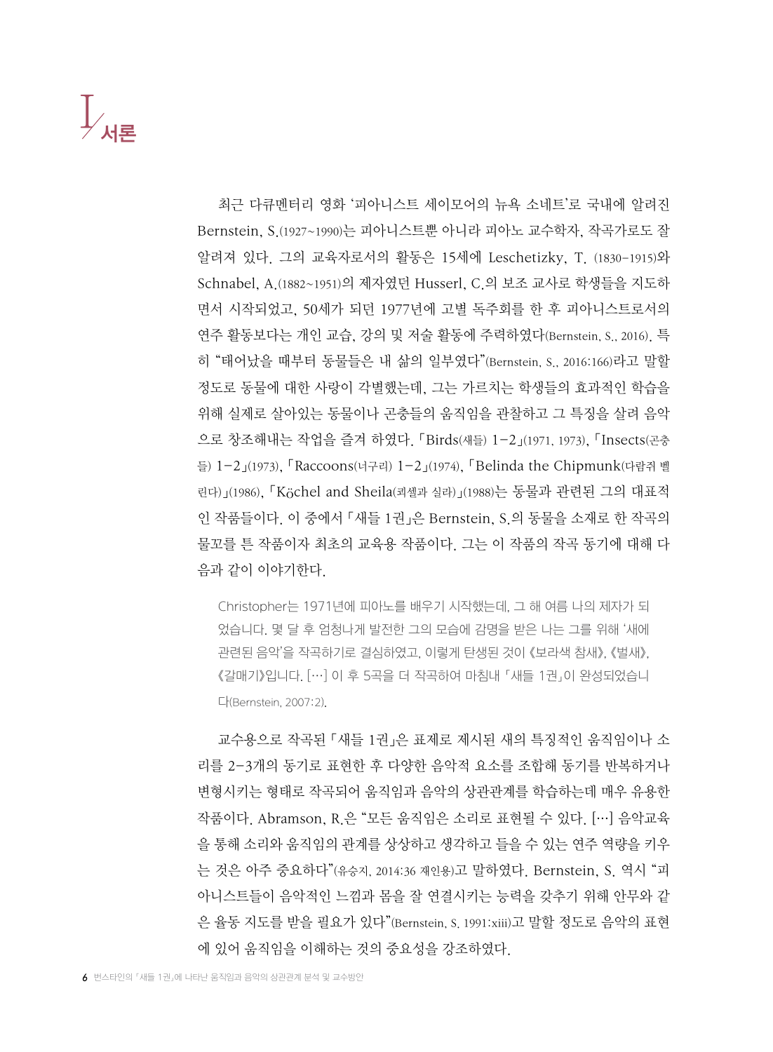# I. 서론

최근 다큐멘터리 영화 '피아니스트 세이모어의 뉴욕 소네트'로 국내에 알려진 Bernstein, S.(1927~1990)는 피아니스트뿐 아니라 피아노 교수학자, 작곡가로도 잘 알려져 있다. 그의 교육자로서의 활동은 15세에 Leschetizky, T. (1830-1915)와 Schnabel, A.(1882~1951)의 제자였던 Husserl, C.의 보조 교사로 학생들을 지도하면서 시작되었고, 50세가 되던 1977년에 고별 독주회를 한 후 피아니스트로서의 연주 활동보다는 개인 교습, 강의 및 저술 활동에 주력하였다(Bernstein, S., 2016). 특히 "태어났을 때부터 동물들은 내 삶의 일부였다"(Bernstein, S., 2016:166)라고 말할 정도로 동물에 대한 사랑이 각별했는데, 그는 가르치는 학생들의 효과적인 학습을 위해 실제로 살아있는 동물이나 곤충들의 움직임을 관찰하고 그 특징을 살려 음악으로 창조해내는 작업을 즐겨 하였다. 「Birds(새들) 1-2」(1971, 1973), 「Insects(곤충들) 1-2」(1973), 「Raccoons(너구리) 1-2」(1974), 「Belinda the Chipmunk(다람쥐 벨린다)」(1986), 「Köchel and Sheila(쾨셸과 실라)」(1988)는 동물과 관련된 그의 대표적인 작품들이다. 이 중에서 「새들 1권」은 Bernstein, S.의 동물을 소재로 한 작곡의 물꼬를 튼 작품이자 최초의 교육용 작품이다. 그는 이 작품의 작곡 동기에 대해 다음과 같이 이야기한다.

> Christopher는 1971년에 피아노를 배우기 시작했는데, 그 해 여름 나의 제자가 되었습니다. 몇 달 후 엄청나게 발전한 그의 모습에 감명을 받은 나는 그를 위해 '새에 관련된 음악'을 작곡하기로 결심하였고, 이렇게 탄생된 것이 《보라색 참새》, 《벌새》, 《갈매기》입니다. […] 이 후 5곡을 더 작곡하여 마침내 「새들 1권」이 완성되었습니다(Bernstein, 2007:2).

교수용으로 작곡된 「새들 1권」은 표제로 제시된 새의 특징적인 움직임이나 소리를 2-3개의 동기로 표현한 후 다양한 음악적 요소를 조합해 동기를 반복하거나 변형시키는 형태로 작곡되어 움직임과 음악의 상관관계를 학습하는데 매우 유용한 작품이다. Abramson, R.은 "모든 움직임은 소리로 표현될 수 있다. […] 음악교육을 통해 소리와 움직임의 관계를 상상하고 생각하고 들을 수 있는 연주 역량을 키우는 것은 아주 중요하다"(유승지, 2014:36 재인용)고 말하였다. Bernstein, S. 역시 "피아니스트들이 음악적인 느낌과 몸을 잘 연결시키는 능력을 갖추기 위해 안무와 같은 율동 지도를 받을 필요가 있다"(Bernstein, S. 1991:xiii)고 말할 정도로 음악의 표현에 있어 움직임을 이해하는 것의 중요성을 강조하였다.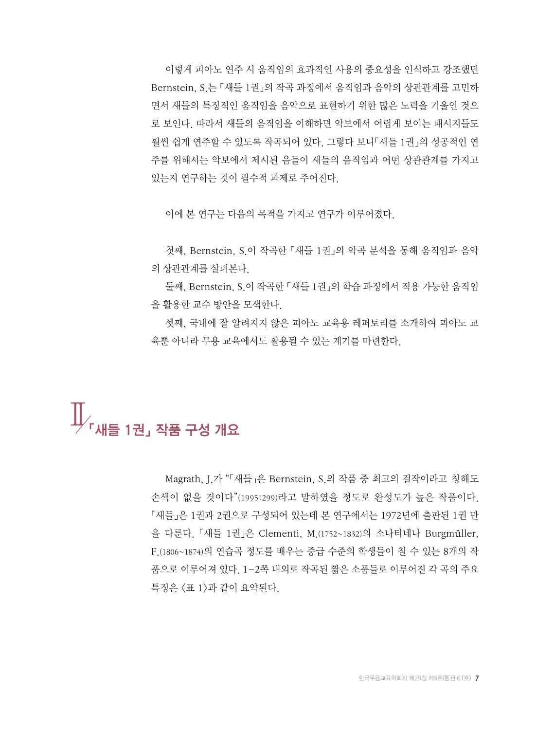이렇게 피아노 연주 시 움직임의 효과적인 사용의 중요성을 인식하고 강조했던 Bernstein, S.는 「새들 1권」의 작곡 과정에서 움직임과 음악의 상관관계를 고민하면서 새들의 특징적인 움직임을 음악으로 표현하기 위한 많은 노력을 기울인 것으로 보인다. 따라서 새들의 움직임을 이해하면 악보에서 어렵게 보이는 패시지들도 훨씬 쉽게 연주할 수 있도록 작곡되어 있다. 그렇다 보니「새들 1권」의 성공적인 연주를 위해서는 악보에서 제시된 음들이 새들의 움직임과 어떤 상관관계를 가지고 있는지 연구하는 것이 필수적 과제로 주어진다.

이에 본 연구는 다음의 목적을 가지고 연구가 이루어졌다.

첫째, Bernstein, S.이 작곡한 「새들 1권」의 악곡 분석을 통해 움직임과 음악의 상관관계를 살펴본다.

둘째, Bernstein, S.이 작곡한 「새들 1권」의 학습 과정에서 적용 가능한 움직임을 활용한 교수 방안을 모색한다.

셋째, 국내에 잘 알려지지 않은 피아노 교육용 레퍼토리를 소개하여 피아노 교육뿐 아니라 무용 교육에서도 활용될 수 있는 계기를 마련한다.

# Ⅱ 「새들 1권」 작품 구성 개요

Magrath, J.가 "「새들」은 Bernstein, S.의 작품 중 최고의 걸작이라고 칭해도 손색이 없을 것이다"(1995:299)라고 말하였을 정도로 완성도가 높은 작품이다. 「새들」은 1권과 2권으로 구성되어 있는데 본 연구에서는 1972년에 출판된 1권 만을 다룬다. 「새들 1권」은 Clementi, M.(1752~1832)의 소나티네나 Burgmüller, F.(1806~1874)의 연습곡 정도를 배우는 중급 수준의 학생들이 칠 수 있는 8개의 작품으로 이루어져 있다. 1-2쪽 내외로 작곡된 짧은 소품들로 이루어진 각 곡의 주요 특징은 <표 1>과 같이 요약된다.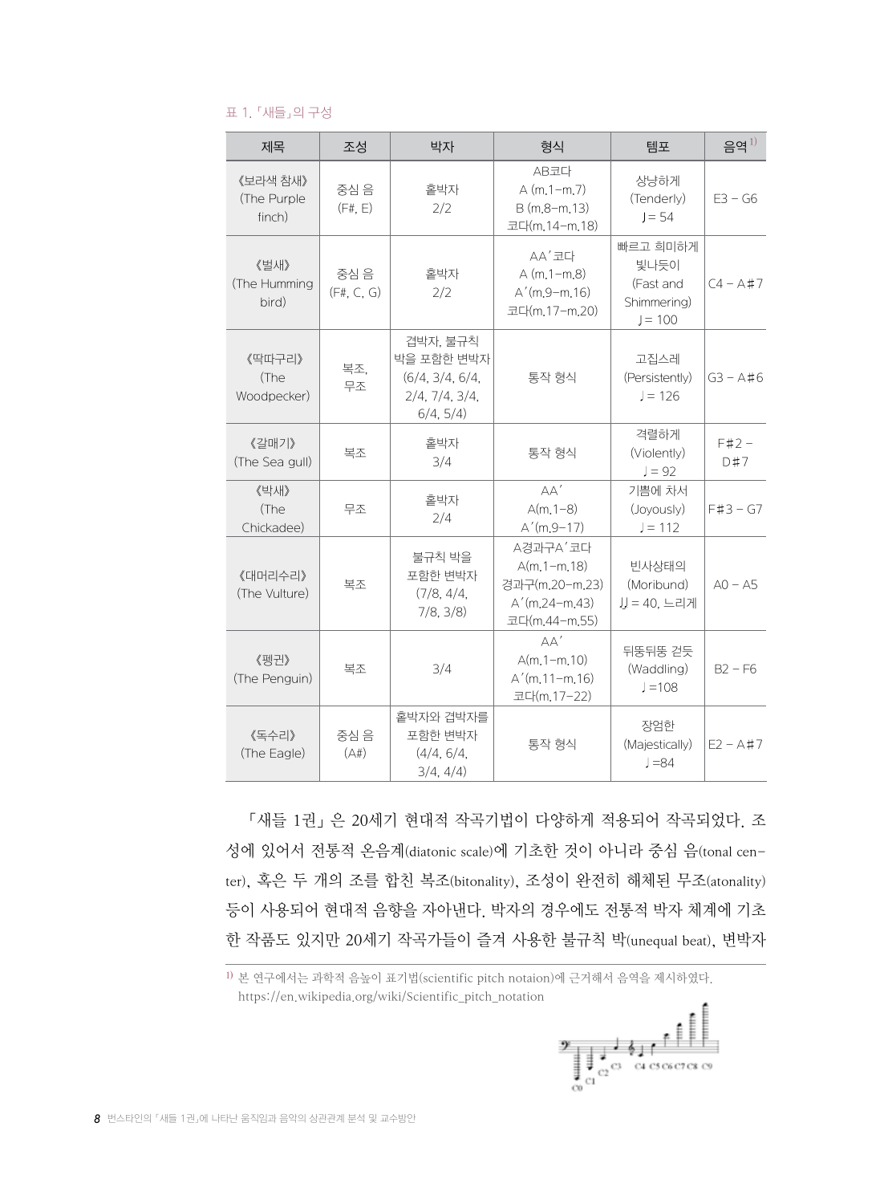표 1. 「새들」의 구성

| 제목 | 조성 | 박자 | 형식 | 템포 | 음역[1] |
|---|---|---|---|---|---|
| 《보라색 참새》 (The Purple finch) | 중심 음 (F#, E) | 홑박자 2/2 | AB코다 A (m.1-m.7) B (m.8-m.13) 코다(m.14-m.18) | 상냥하게 (Tenderly) 𝅗𝅥= 54 | E3 - G6 |
| 《벌새》 (The Humming bird) | 중심 음 (F#, C, G) | 홑박자 2/2 | AA′코다 A (m.1-m.8) A′(m.9-m.16) 코다(m.17-m.20) | 빠르고 희미하게 빛나듯이 (Fast and Shimmering) 𝅗𝅥= 100 | C4 - A#7 |
| 《딱따구리》 (The Woodpecker) | 복조, 무조 | 겹박자, 불규칙 박을 포함한 변박자 (6/4, 3/4, 6/4, 2/4, 7/4, 3/4, 6/4, 5/4) | 통작 형식 | 고집스레 (Persistently) ♩= 126 | G3 - A#6 |
| 《갈매기》 (The Sea gull) | 복조 | 홑박자 3/4 | 통작 형식 | 격렬하게 (Violently) ♩= 92 | F#2 - D#7 |
| 《박새》 (The Chickadee) | 무조 | 홑박자 2/4 | AA′ A(m.1-8) A′(m.9-17) | 기쁨에 차서 (Joyously) ♩= 112 | F#3 - G7 |
| 《대머리수리》 (The Vulture) | 복조 | 불규칙 박을 포함한 변박자 (7/8, 4/4, 7/8, 3/8) | A경과구A′코다 A(m.1-m.18) 경과구(m.20-m.23) A′(m.24-m.43) 코다(m.44-m.55) | 빈사상태의 (Moribund) ♩♪= 40, 느리게 | A0 - A5 |
| 《펭귄》 (The Penguin) | 복조 | 3/4 | AA′ A(m.1-m.10) A′(m.11-m.16) 코다(m.17-22) | 뒤뚱뒤뚱 걷듯 (Waddling) ♩=108 | B2 - F6 |
| 《독수리》 (The Eagle) | 중심 음 (A#) | 홑박자와 겹박자를 포함한 변박자 (4/4, 6/4, 3/4, 4/4) | 통작 형식 | 장엄한 (Majestically) ♩=84 | E2 - A#7 |

「새들 1권」은 20세기 현대적 작곡기법이 다양하게 적용되어 작곡되었다. 조성에 있어서 전통적 온음계(diatonic scale)에 기초한 것이 아니라 중심 음(tonal center), 혹은 두 개의 조를 합친 복조(bitonality), 조성이 완전히 해체된 무조(atonality) 등이 사용되어 현대적 음향을 자아낸다. 박자의 경우에도 전통적 박자 체계에 기초한 작품도 있지만 20세기 작곡가들이 즐겨 사용한 불규칙 박(unequal beat), 변박자

[1] 본 연구에서는 과학적 음높이 표기법(scientific pitch notaion)에 근거해서 음역을 제시하였다. https://en.wikipedia.org/wiki/Scientific_pitch_notation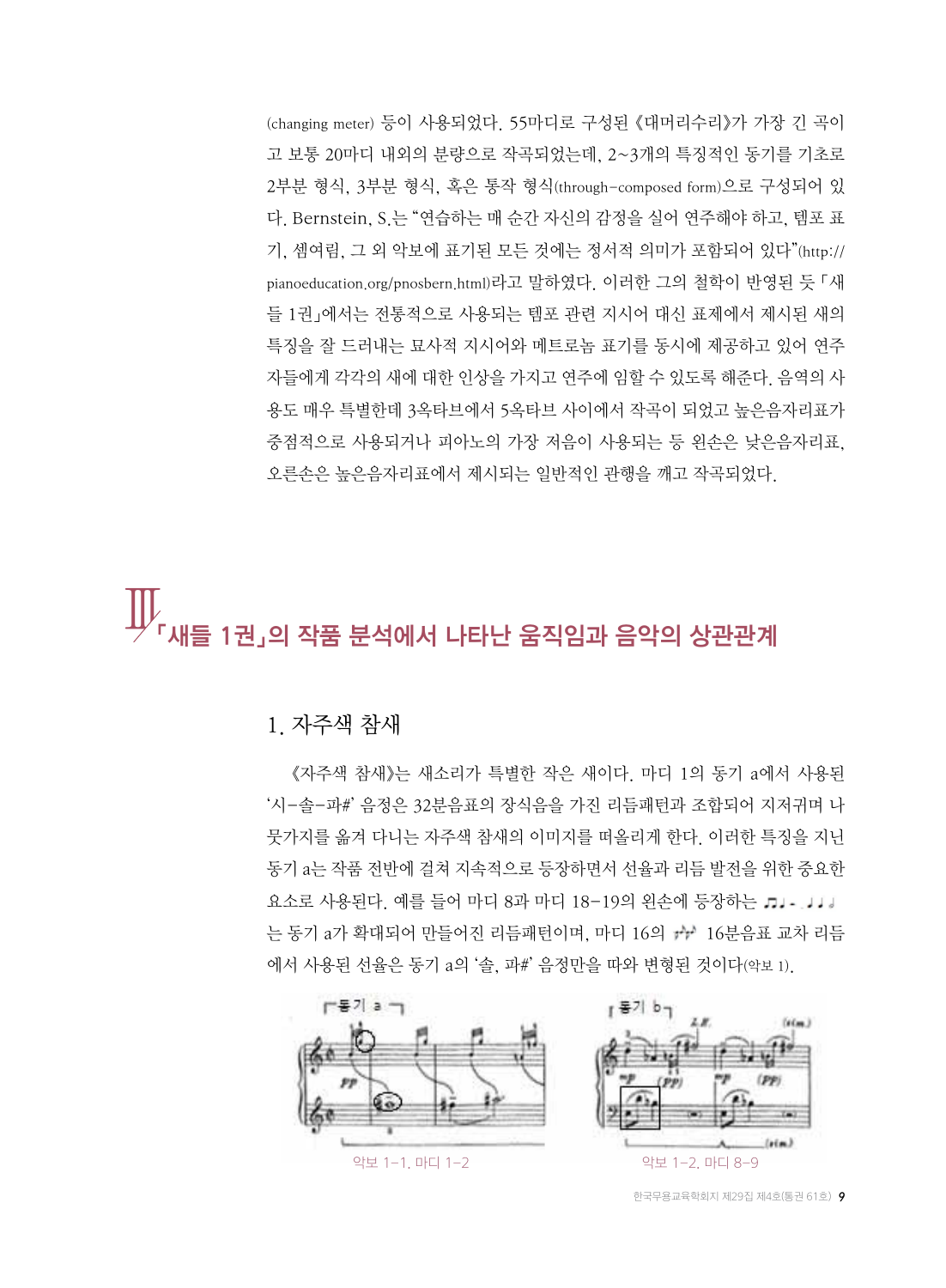(changing meter) 등이 사용되었다. 55마디로 구성된 《대머리수리》가 가장 긴 곡이고 보통 20마디 내외의 분량으로 작곡되었는데, 2~3개의 특징적인 동기를 기초로 2부분 형식, 3부분 형식, 혹은 통작 형식(through-composed form)으로 구성되어 있다. Bernstein, S.는 "연습하는 매 순간 자신의 감정을 실어 연주해야 하고, 템포 표기, 셈여림, 그 외 악보에 표기된 모든 것에는 정서적 의미가 포함되어 있다"(http://pianoeducation.org/pnosbern.html)라고 말하였다. 이러한 그의 철학이 반영된 듯 「새들 1권」에서는 전통적으로 사용되는 템포 관련 지시어 대신 표제에서 제시된 새의 특징을 잘 드러내는 묘사적 지시어와 메트로놈 표기를 동시에 제공하고 있어 연주자들에게 각각의 새에 대한 인상을 가지고 연주에 임할 수 있도록 해준다. 음역의 사용도 매우 특별한데 3옥타브에서 5옥타브 사이에서 작곡이 되었고 높은음자리표가 중점적으로 사용되거나 피아노의 가장 저음이 사용되는 등 왼손은 낮은음자리표, 오른손은 높은음자리표에서 제시되는 일반적인 관행을 깨고 작곡되었다.

# Ⅲ 「새들 1권」의 작품 분석에서 나타난 움직임과 음악의 상관관계

## 1. 자주색 참새

《자주색 참새》는 새소리가 특별한 작은 새이다. 마디 1의 동기 a에서 사용된 '시-솔-파#' 음정은 32분음표의 장식음을 가진 리듬패턴과 조합되어 지저귀며 나뭇가지를 옮겨 다니는 자주색 참새의 이미지를 떠올리게 한다. 이러한 특징을 지닌 동기 a는 작품 전반에 걸쳐 지속적으로 등장하면서 선율과 리듬 발전을 위한 중요한 요소로 사용된다. 예를 들어 마디 8과 마디 18-19의 왼손에 등장하는 ♫♩- ♩♩𝅗𝅥 는 동기 a가 확대되어 만들어진 리듬패턴이며, 마디 16의 16분음표 교차 리듬에서 사용된 선율은 동기 a의 '솔, 파#' 음정만을 따와 변형된 것이다(악보 1).

악보 1-1. 마디 1-2

악보 1-2. 마디 8-9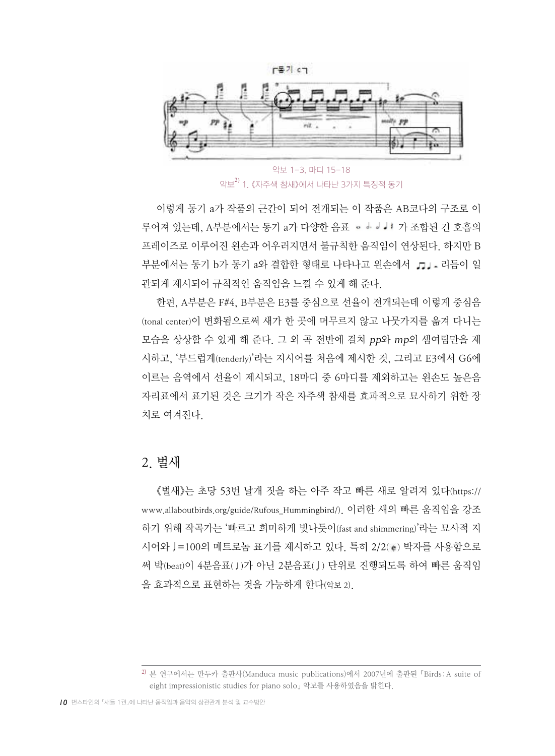악보 1-3. 마디 15-18

악보[2] 1. 《자주색 참새》에서 나타난 3가지 특징적 동기

이렇게 동기 a가 작품의 근간이 되어 전개되는 이 작품은 AB코다의 구조로 이루어져 있는데, A부분에서는 동기 a가 다양한 음표 𝅝 𝅗𝅥. 𝅗𝅥 𝅘𝅥 𝄽 가 조합된 긴 호흡의 프레이즈로 이루어진 왼손과 어우러지면서 불규칙한 움직임이 연상된다. 하지만 B부분에서는 동기 b가 동기 a와 결합한 형태로 나타나고 왼손에서 ♫♩𝄼 리듬이 일관되게 제시되어 규칙적인 움직임을 느낄 수 있게 해 준다.

한편, A부분은 F#4, B부분은 E3를 중심으로 선율이 전개되는데 이렇게 중심음(tonal center)이 변화됨으로써 새가 한 곳에 머무르지 않고 나뭇가지를 옮겨 다니는 모습을 상상할 수 있게 해 준다. 그 외 곡 전반에 걸쳐 *pp*와 *mp*의 셈여림만을 제시하고, '부드럽게(tenderly)'라는 지시어를 처음에 제시한 것, 그리고 E3에서 G6에 이르는 음역에서 선율이 제시되고, 18마디 중 6마디를 제외하고는 왼손도 높은음자리표에서 표기된 것은 크기가 작은 자주색 참새를 효과적으로 묘사하기 위한 장치로 여겨진다.

## 2. 벌새

《벌새》는 초당 53번 날개 짓을 하는 아주 작고 빠른 새로 알려져 있다(https://www.allaboutbirds.org/guide/Rufous_Hummingbird/). 이러한 새의 빠른 움직임을 강조하기 위해 작곡가는 '빠르고 희미하게 빛나듯이(fast and shimmering)'라는 묘사적 지시어와 ♩=100의 메트로놈 표기를 제시하고 있다. 특히 2/2(𝄵) 박자를 사용함으로써 박(beat)이 4분음표(♩)가 아닌 2분음표(𝅗𝅥) 단위로 진행되도록 하여 빠른 움직임을 효과적으로 표현하는 것을 가능하게 한다(악보 2).

---

[2] 본 연구에서는 만두카 출판사(Manduca music publications)에서 2007년에 출판된 「Birds : A suite of eight impressionistic studies for piano solo」 악보를 사용하였음을 밝힌다.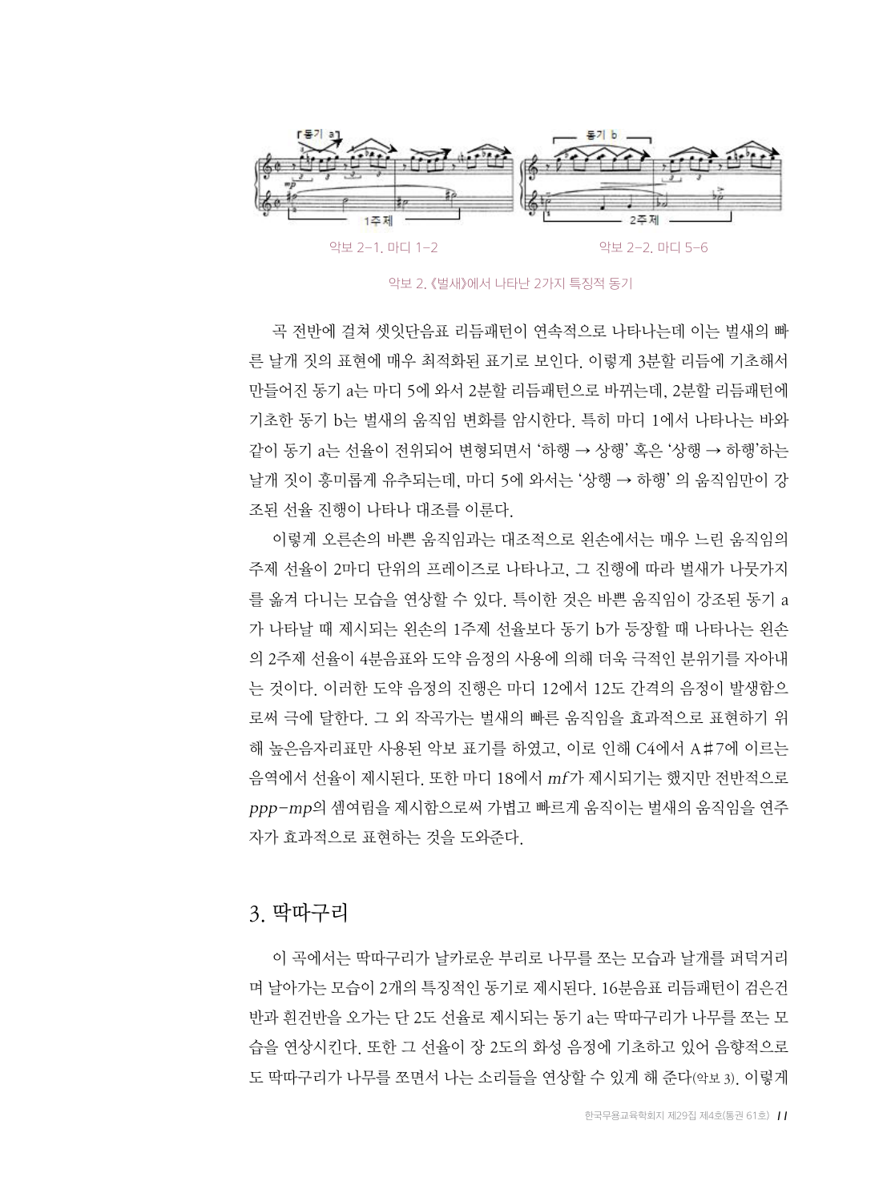악보 2-1. 마디 1-2

악보 2-2. 마디 5-6

악보 2. 《벌새》에서 나타난 2가지 특징적 동기

곡 전반에 걸쳐 셋잇단음표 리듬패턴이 연속적으로 나타나는데 이는 벌새의 빠른 날개 짓의 표현에 매우 최적화된 표기로 보인다. 이렇게 3분할 리듬에 기초해서 만들어진 동기 a는 마디 5에 와서 2분할 리듬패턴으로 바뀌는데, 2분할 리듬패턴에 기초한 동기 b는 벌새의 움직임 변화를 암시한다. 특히 마디 1에서 나타나는 바와 같이 동기 a는 선율이 전위되어 변형되면서 '하행 → 상행' 혹은 '상행 → 하행'하는 날개 짓이 흥미롭게 유추되는데, 마디 5에 와서는 '상행 → 하행' 의 움직임만이 강조된 선율 진행이 나타나 대조를 이룬다.

이렇게 오른손의 바쁜 움직임과는 대조적으로 왼손에서는 매우 느린 움직임의 주제 선율이 2마디 단위의 프레이즈로 나타나고, 그 진행에 따라 벌새가 나뭇가지를 옮겨 다니는 모습을 연상할 수 있다. 특이한 것은 바쁜 움직임이 강조된 동기 a가 나타날 때 제시되는 왼손의 1주제 선율보다 동기 b가 등장할 때 나타나는 왼손의 2주제 선율이 4분음표와 도약 음정의 사용에 의해 더욱 극적인 분위기를 자아내는 것이다. 이러한 도약 음정의 진행은 마디 12에서 12도 간격의 음정이 발생함으로써 극에 달한다. 그 외 작곡가는 벌새의 빠른 움직임을 효과적으로 표현하기 위해 높은음자리표만 사용된 악보 표기를 하였고, 이로 인해 C4에서 A♯7에 이르는 음역에서 선율이 제시된다. 또한 마디 18에서 *mf*가 제시되기는 했지만 전반적으로 *ppp*-*mp*의 셈여림을 제시함으로써 가볍고 빠르게 움직이는 벌새의 움직임을 연주자가 효과적으로 표현하는 것을 도와준다.

## 3. 딱따구리

이 곡에서는 딱따구리가 날카로운 부리로 나무를 쪼는 모습과 날개를 퍼덕거리며 날아가는 모습이 2개의 특징적인 동기로 제시된다. 16분음표 리듬패턴이 검은건반과 흰건반을 오가는 단 2도 선율로 제시되는 동기 a는 딱따구리가 나무를 쪼는 모습을 연상시킨다. 또한 그 선율이 장 2도의 화성 음정에 기초하고 있어 음향적으로도 딱따구리가 나무를 쪼면서 나는 소리들을 연상할 수 있게 해 준다(악보 3). 이렇게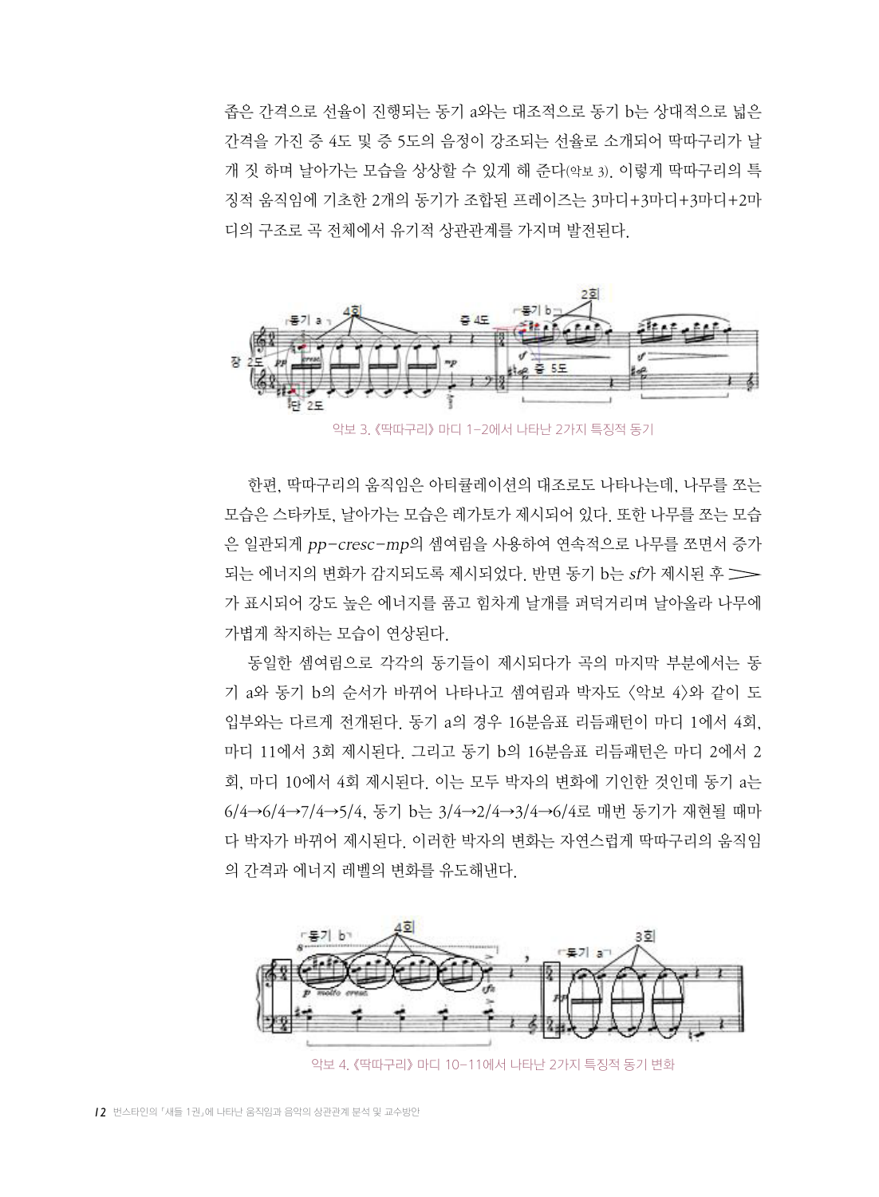좁은 간격으로 선율이 진행되는 동기 a와는 대조적으로 동기 b는 상대적으로 넓은 간격을 가진 증 4도 및 증 5도의 음정이 강조되는 선율로 소개되어 딱따구리가 날개 짓 하며 날아가는 모습을 상상할 수 있게 해 준다(악보 3). 이렇게 딱따구리의 특징적 움직임에 기초한 2개의 동기가 조합된 프레이즈는 3마디+3마디+3마디+2마디의 구조로 곡 전체에서 유기적 상관관계를 가지며 발전된다.

악보 3. 《딱따구리》 마디 1–2에서 나타난 2가지 특징적 동기

한편, 딱따구리의 움직임은 아티큘레이션의 대조로도 나타나는데, 나무를 쪼는 모습은 스타카토, 날아가는 모습은 레가토가 제시되어 있다. 또한 나무를 쪼는 모습은 일관되게 *pp–cresc–mp*의 셈여림을 사용하여 연속적으로 나무를 쪼면서 증가되는 에너지의 변화가 감지되도록 제시되었다. 반면 동기 b는 *sf*가 제시된 후 > 가 표시되어 강도 높은 에너지를 품고 힘차게 날개를 퍼덕거리며 날아올라 나무에 가볍게 착지하는 모습이 연상된다.

동일한 셈여림으로 각각의 동기들이 제시되다가 곡의 마지막 부분에서는 동기 a와 동기 b의 순서가 바뀌어 나타나고 셈여림과 박자도 〈악보 4〉와 같이 도입부와는 다르게 전개된다. 동기 a의 경우 16분음표 리듬패턴이 마디 1에서 4회, 마디 11에서 3회 제시된다. 그리고 동기 b의 16분음표 리듬패턴은 마디 2에서 2회, 마디 10에서 4회 제시된다. 이는 모두 박자의 변화에 기인한 것인데 동기 a는 6/4→6/4→7/4→5/4, 동기 b는 3/4→2/4→3/4→6/4로 매번 동기가 재현될 때마다 박자가 바뀌어 제시된다. 이러한 박자의 변화는 자연스럽게 딱따구리의 움직임의 간격과 에너지 레벨의 변화를 유도해낸다.

악보 4. 《딱따구리》 마디 10–11에서 나타난 2가지 특징적 동기 변화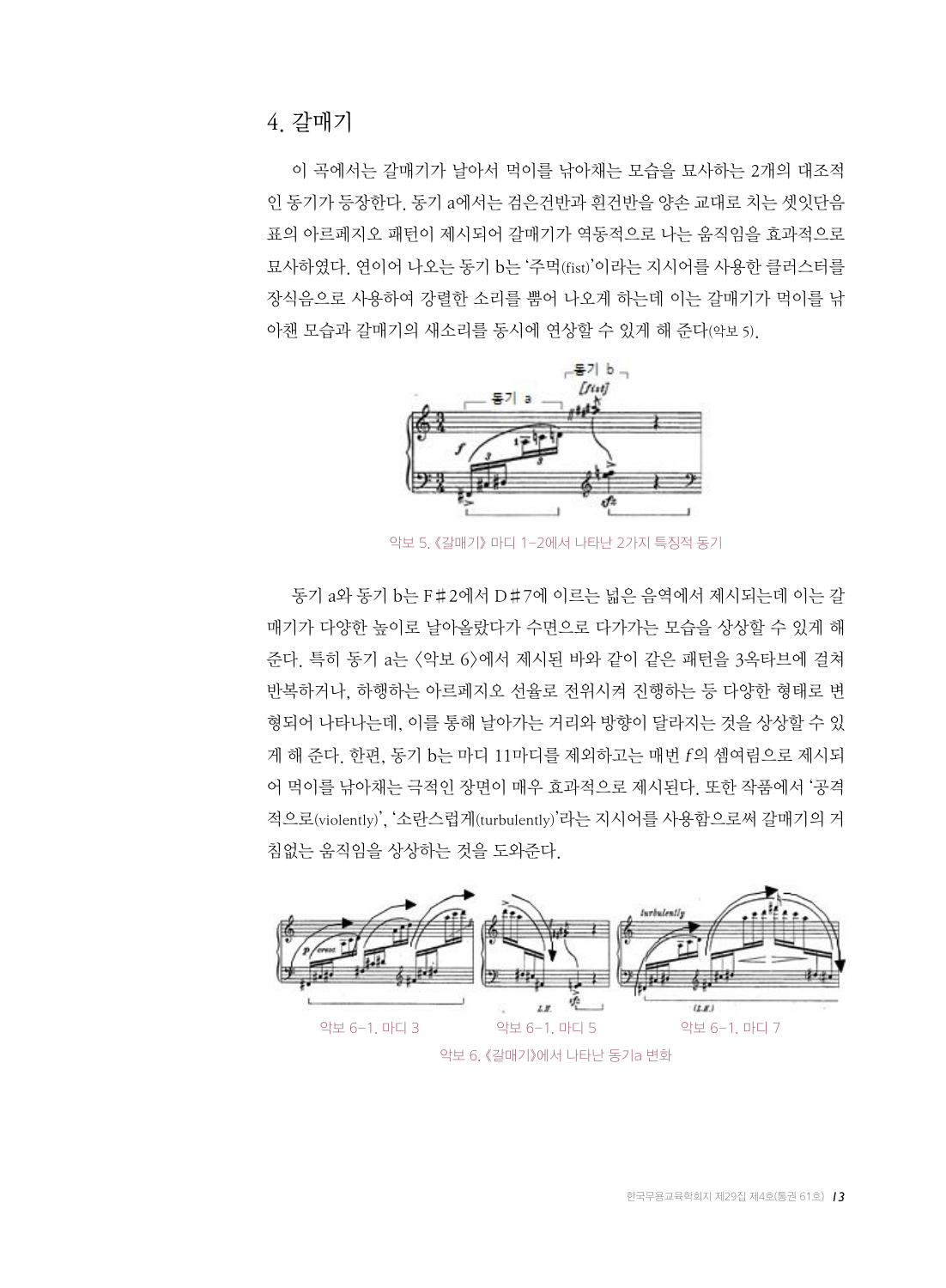## 4. 갈매기

이 곡에서는 갈매기가 날아서 먹이를 낚아채는 모습을 묘사하는 2개의 대조적인 동기가 등장한다. 동기 a에서는 검은건반과 흰건반을 양손 교대로 치는 셋잇단음표의 아르페지오 패턴이 제시되어 갈매기가 역동적으로 나는 움직임을 효과적으로 묘사하였다. 연이어 나오는 동기 b는 '주먹(fist)'이라는 지시어를 사용한 클러스터를 장식음으로 사용하여 강렬한 소리를 뿜어 나오게 하는데 이는 갈매기가 먹이를 낚아챈 모습과 갈매기의 새소리를 동시에 연상할 수 있게 해 준다(악보 5).

악보 5. 《갈매기》 마디 1-2에서 나타난 2가지 특징적 동기

동기 a와 동기 b는 F♯2에서 D♯7에 이르는 넓은 음역에서 제시되는데 이는 갈매기가 다양한 높이로 날아올랐다가 수면으로 다가가는 모습을 상상할 수 있게 해 준다. 특히 동기 a는 〈악보 6〉에서 제시된 바와 같이 같은 패턴을 3옥타브에 걸쳐 반복하거나, 하행하는 아르페지오 선율로 전위시켜 진행하는 등 다양한 형태로 변형되어 나타나는데, 이를 통해 날아가는 거리와 방향이 달라지는 것을 상상할 수 있게 해 준다. 한편, 동기 b는 마디 11마디를 제외하고는 매번 *f*의 셈여림으로 제시되어 먹이를 낚아채는 극적인 장면이 매우 효과적으로 제시된다. 또한 작품에서 '공격적으로(violently)', '소란스럽게(turbulently)'라는 지시어를 사용함으로써 갈매기의 거침없는 움직임을 상상하는 것을 도와준다.

악보 6-1. 마디 3　　악보 6-1. 마디 5　　악보 6-1. 마디 7

악보 6. 《갈매기》에서 나타난 동기a 변화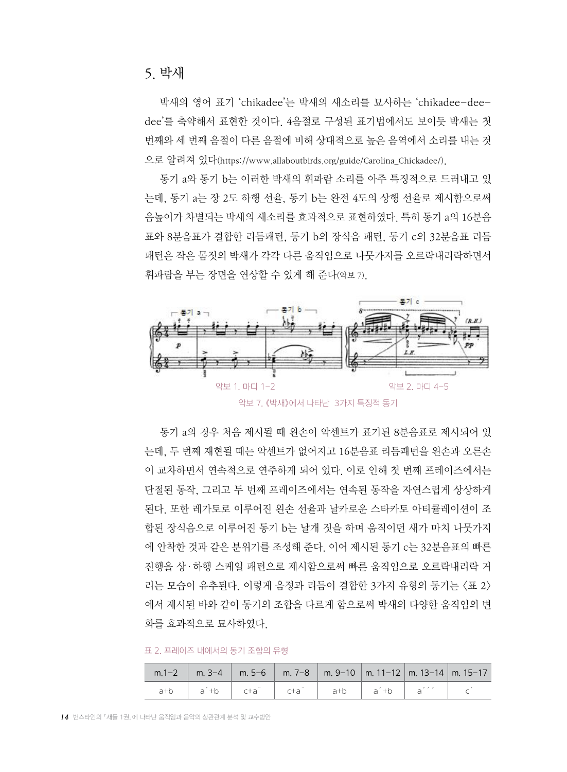## 5. 박새

박새의 영어 표기 'chikadee'는 박새의 새소리를 묘사하는 'chikadee-dee-dee'를 축약해서 표현한 것이다. 4음절로 구성된 표기법에서도 보이듯 박새는 첫 번째와 세 번째 음절이 다른 음절에 비해 상대적으로 높은 음역에서 소리를 내는 것으로 알려져 있다(https://www.allaboutbirds.org/guide/Carolina_Chickadee/).

동기 a와 동기 b는 이러한 박새의 휘파람 소리를 아주 특징적으로 드러내고 있는데, 동기 a는 장 2도 하행 선율, 동기 b는 완전 4도의 상행 선율로 제시함으로써 음높이가 차별되는 박새의 새소리를 효과적으로 표현하였다. 특히 동기 a의 16분음표와 8분음표가 결합한 리듬패턴, 동기 b의 장식음 패턴, 동기 c의 32분음표 리듬패턴은 작은 몸짓의 박새가 각각 다른 움직임으로 나뭇가지를 오르락내리락하면서 휘파람을 부는 장면을 연상할 수 있게 해 준다(악보 7).

악보 1. 마디 1-2

악보 2. 마디 4-5

악보 7. 《박새》에서 나타난 3가지 특징적 동기

동기 a의 경우 처음 제시될 때 왼손이 악센트가 표기된 8분음표로 제시되어 있는데, 두 번째 재현될 때는 악센트가 없어지고 16분음표 리듬패턴을 왼손과 오른손이 교차하면서 연속적으로 연주하게 되어 있다. 이로 인해 첫 번째 프레이즈에서는 단절된 동작, 그리고 두 번째 프레이즈에서는 연속된 동작을 자연스럽게 상상하게 된다. 또한 레가토로 이루어진 왼손 선율과 날카로운 스타카토 아티큘레이션이 조합된 장식음으로 이루어진 동기 b는 날개 짓을 하며 움직이던 새가 마치 나뭇가지에 안착한 것과 같은 분위기를 조성해 준다. 이어 제시된 동기 c는 32분음표의 빠른 진행을 상·하행 스케일 패턴으로 제시함으로써 빠른 움직임으로 오르락내리락 거리는 모습이 유추된다. 이렇게 음정과 리듬이 결합한 3가지 유형의 동기는 〈표 2〉에서 제시된 바와 같이 동기의 조합을 다르게 함으로써 박새의 다양한 움직임의 변화를 효과적으로 묘사하였다.

표 2. 프레이즈 내에서의 동기 조합의 유형

| m.1-2 | m. 3-4 | m. 5-6 | m. 7-8 | m. 9-10 | m. 11-12 | m. 13-14 | m. 15-17 |
|---|---|---|---|---|---|---|---|
| a+b | a´+b | c+a¨ | c+a¨ | a+b | a´+b | a´´´ | c´ |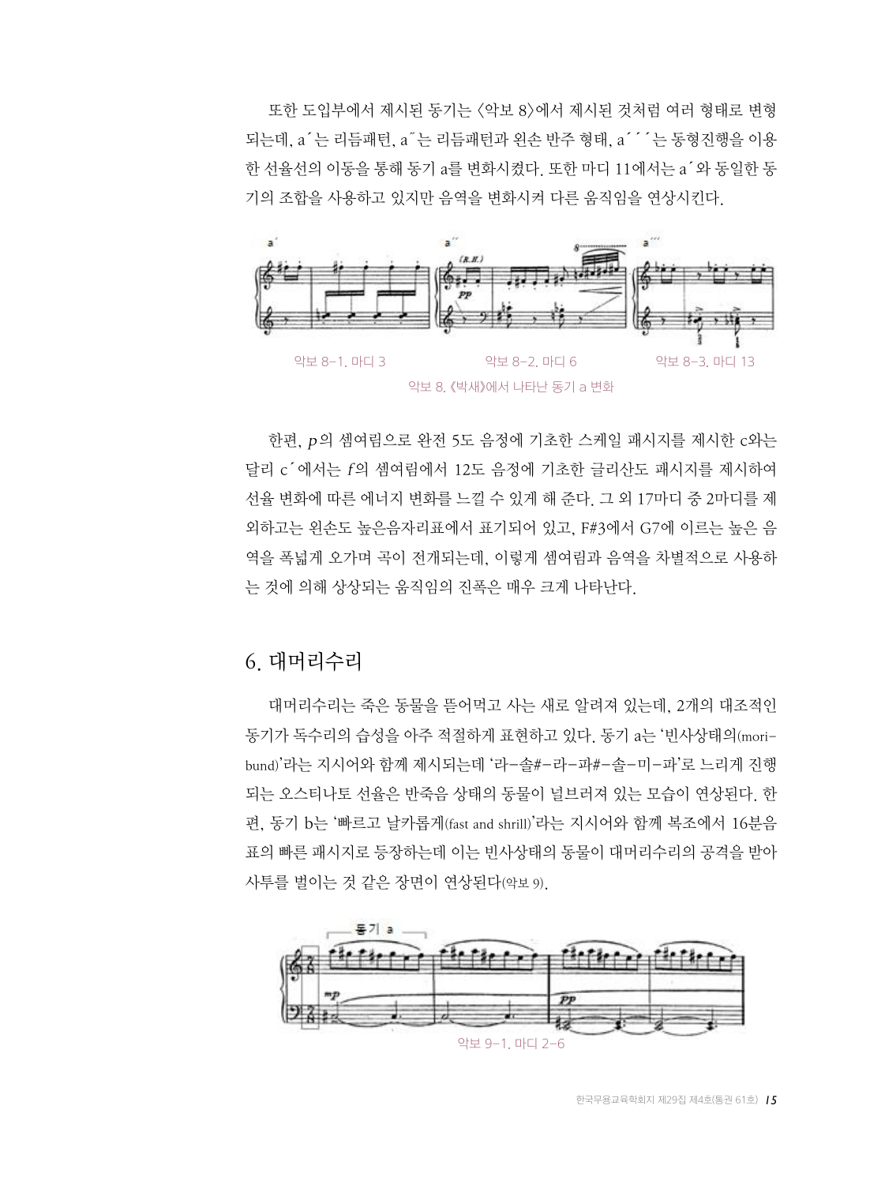또한 도입부에서 제시된 동기는 <악보 8>에서 제시된 것처럼 여러 형태로 변형되는데, a´는 리듬패턴, a˝는 리듬패턴과 왼손 반주 형태, a´´´는 동형진행을 이용한 선율선의 이동을 통해 동기 a를 변화시켰다. 또한 마디 11에서는 a´와 동일한 동기의 조합을 사용하고 있지만 음역을 변화시켜 다른 움직임을 연상시킨다.

악보 8-1. 마디 3　　악보 8-2. 마디 6　　악보 8-3. 마디 13

악보 8. 《박새》에서 나타난 동기 a 변화

한편, *p*의 셈여림으로 완전 5도 음정에 기초한 스케일 패시지를 제시한 c와는 달리 c´에서는 *f*의 셈여림에서 12도 음정에 기초한 글리산도 패시지를 제시하여 선율 변화에 따른 에너지 변화를 느낄 수 있게 해 준다. 그 외 17마디 중 2마디를 제외하고는 왼손도 높은음자리표에서 표기되어 있고, F#3에서 G7에 이르는 높은 음역을 폭넓게 오가며 곡이 전개되는데, 이렇게 셈여림과 음역을 차별적으로 사용하는 것에 의해 상상되는 움직임의 진폭은 매우 크게 나타난다.

## 6. 대머리수리

대머리수리는 죽은 동물을 뜯어먹고 사는 새로 알려져 있는데, 2개의 대조적인 동기가 독수리의 습성을 아주 적절하게 표현하고 있다. 동기 a는 '빈사상태의(moribund)'라는 지시어와 함께 제시되는데 '라-솔#-라-파#-솔-미-파'로 느리게 진행되는 오스티나토 선율은 반죽음 상태의 동물이 널브러져 있는 모습이 연상된다. 한편, 동기 b는 '빠르고 날카롭게(fast and shrill)'라는 지시어와 함께 복조에서 16분음표의 빠른 패시지로 등장하는데 이는 빈사상태의 동물이 대머리수리의 공격을 받아 사투를 벌이는 것 같은 장면이 연상된다(악보 9).

악보 9-1. 마디 2-6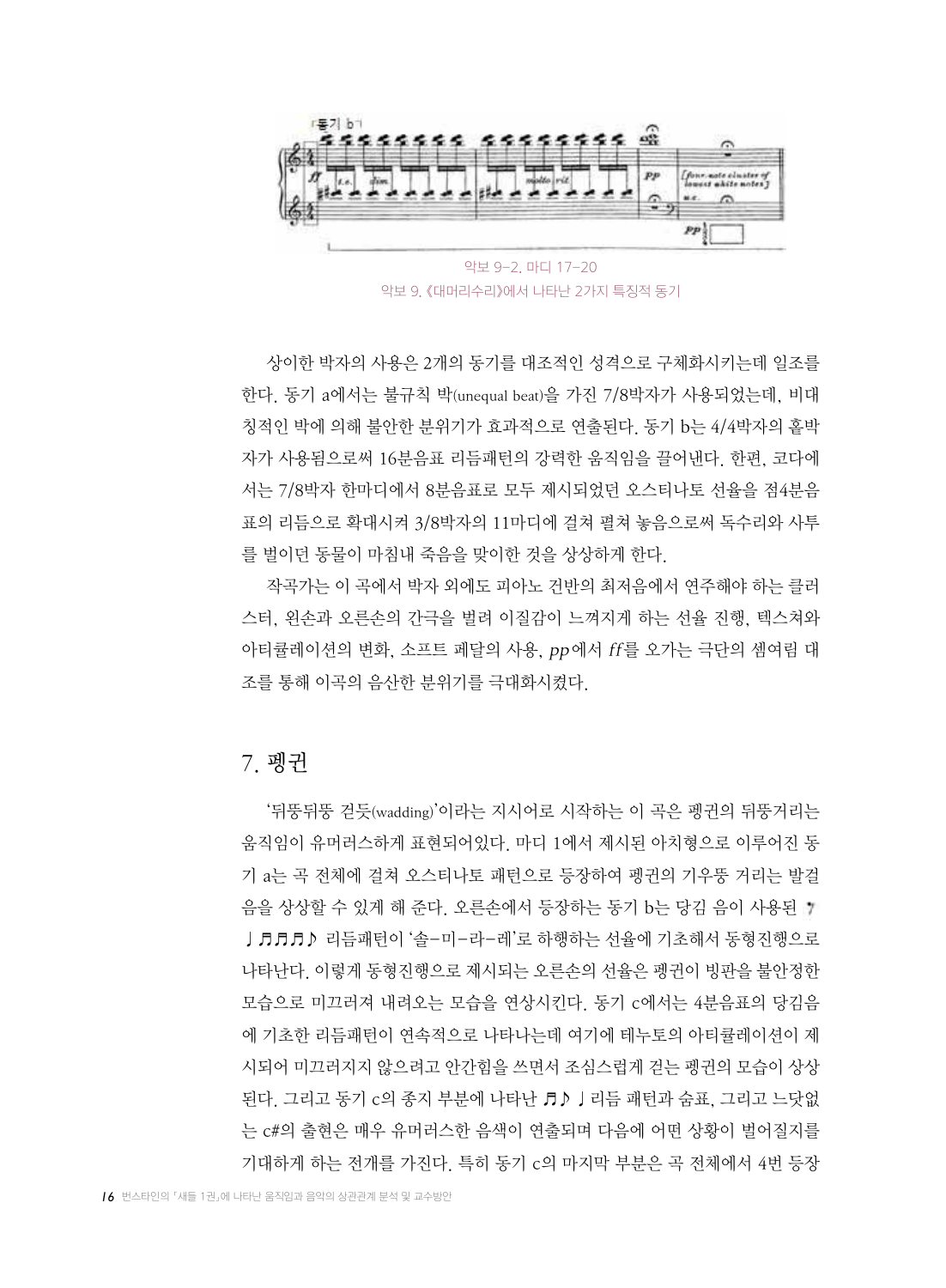악보 9-2. 마디 17-20

악보 9. 《대머리수리》에서 나타난 2가지 특징적 동기

상이한 박자의 사용은 2개의 동기를 대조적인 성격으로 구체화시키는데 일조를 한다. 동기 a에서는 불규칙 박(unequal beat)을 가진 7/8박자가 사용되었는데, 비대칭적인 박에 의해 불안한 분위기가 효과적으로 연출된다. 동기 b는 4/4박자의 홑박자가 사용됨으로써 16분음표 리듬패턴의 강력한 움직임을 끌어낸다. 한편, 코다에서는 7/8박자 한마디에서 8분음표로 모두 제시되었던 오스티나토 선율을 점4분음표의 리듬으로 확대시켜 3/8박자의 11마디에 걸쳐 펼쳐 놓음으로써 독수리와 사투를 벌이던 동물이 마침내 죽음을 맞이한 것을 상상하게 한다.

작곡가는 이 곡에서 박자 외에도 피아노 건반의 최저음에서 연주해야 하는 클러스터, 왼손과 오른손의 간극을 벌려 이질감이 느껴지게 하는 선율 진행, 텍스쳐와 아티큘레이션의 변화, 소프트 페달의 사용, *pp*에서 *ff*를 오가는 극단의 셈여림 대조를 통해 이곡의 음산한 분위기를 극대화시켰다.

## 7. 펭귄

'뒤뚱뒤뚱 걷듯(wadding)'이라는 지시어로 시작하는 이 곡은 펭귄의 뒤뚱거리는 움직임이 유머러스하게 표현되어있다. 마디 1에서 제시된 아치형으로 이루어진 동기 a는 곡 전체에 걸쳐 오스티나토 패턴으로 등장하여 펭귄의 기우뚱 거리는 발걸음을 상상할 수 있게 해 준다. 오른손에서 등장하는 동기 b는 당김 음이 사용된 𝄾♩♬♬♬♪ 리듬패턴이 '솔-미-라-레'로 하행하는 선율에 기초해서 동형진행으로 나타난다. 이렇게 동형진행으로 제시되는 오른손의 선율은 펭귄이 빙판을 불안정한 모습으로 미끄러져 내려오는 모습을 연상시킨다. 동기 c에서는 4분음표의 당김음에 기초한 리듬패턴이 연속적으로 나타나는데 여기에 테누토의 아티큘레이션이 제시되어 미끄러지지 않으려고 안간힘을 쓰면서 조심스럽게 걷는 펭귄의 모습이 상상된다. 그리고 동기 c의 종지 부분에 나타난 ♬♪♩리듬 패턴과 쉼표, 그리고 느닷없는 c#의 출현은 매우 유머러스한 음색이 연출되며 다음에 어떤 상황이 벌어질지를 기대하게 하는 전개를 가진다. 특히 동기 c의 마지막 부분은 곡 전체에서 4번 등장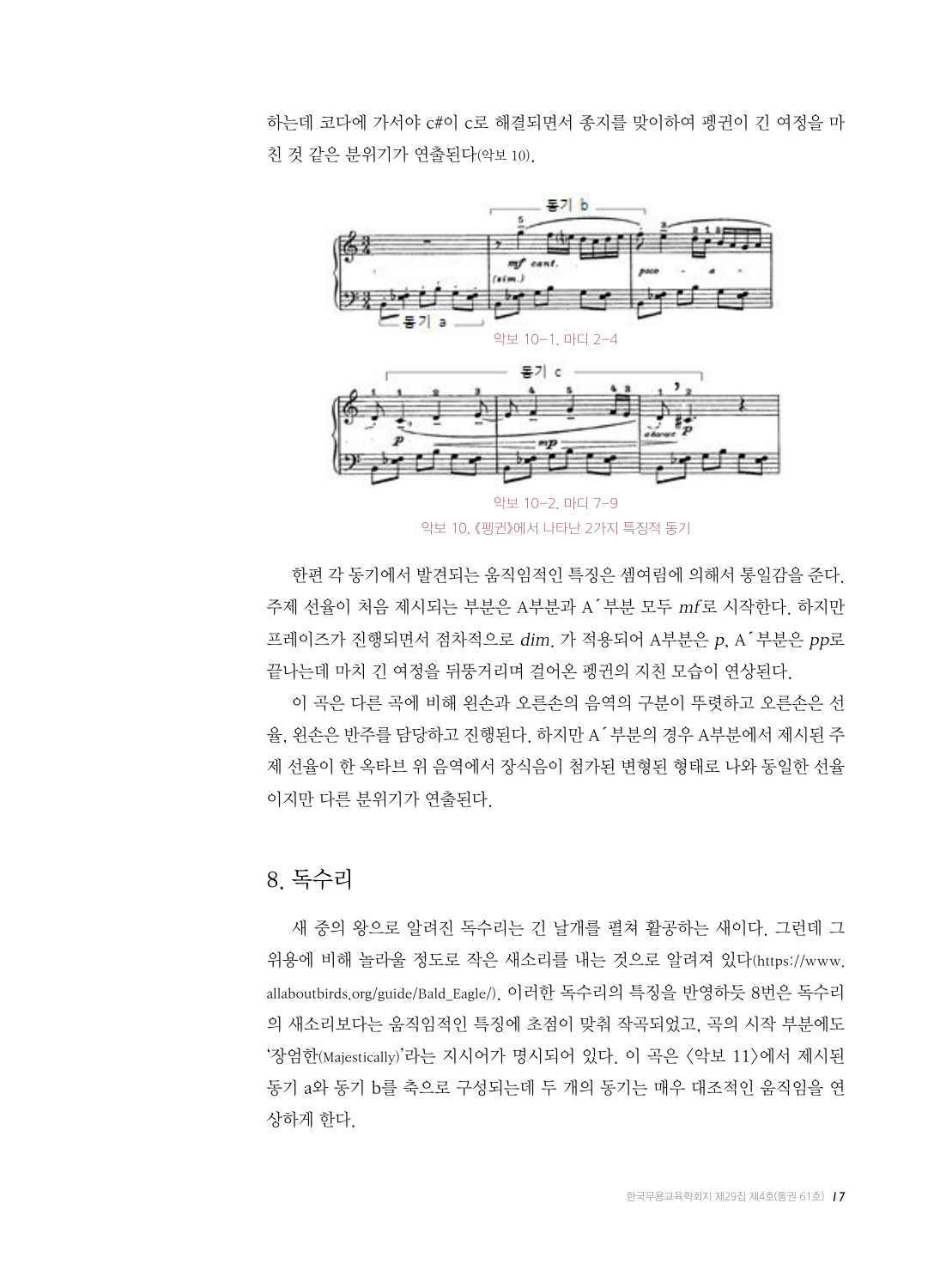하는데 코다에 가서야 c#이 c로 해결되면서 종지를 맞이하여 펭귄이 긴 여정을 마친 것 같은 분위기가 연출된다(악보 10).

악보 10-1. 마디 2-4

악보 10-2. 마디 7-9

악보 10. 《펭귄》에서 나타난 2가지 특징적 동기

한편 각 동기에서 발견되는 움직임적인 특징은 셈여림에 의해서 통일감을 준다. 주제 선율이 처음 제시되는 부분은 A부분과 A´부분 모두 *mf*로 시작한다. 하지만 프레이즈가 진행되면서 점차적으로 *dim*. 가 적용되어 A부분은 *p*, A´부분은 *pp*로 끝나는데 마치 긴 여정을 뒤뚱거리며 걸어온 펭귄의 지친 모습이 연상된다.

이 곡은 다른 곡에 비해 왼손과 오른손의 음역의 구분이 뚜렷하고 오른손은 선율, 왼손은 반주를 담당하고 진행된다. 하지만 A´부분의 경우 A부분에서 제시된 주제 선율이 한 옥타브 위 음역에서 장식음이 첨가된 변형된 형태로 나와 동일한 선율이지만 다른 분위기가 연출된다.

## 8. 독수리

새 중의 왕으로 알려진 독수리는 긴 날개를 펼쳐 활공하는 새이다. 그런데 그 위용에 비해 놀라울 정도로 작은 새소리를 내는 것으로 알려져 있다(https://www.allaboutbirds.org/guide/Bald_Eagle/). 이러한 독수리의 특징을 반영하듯 8번은 독수리의 새소리보다는 움직임적인 특징에 초점이 맞춰 작곡되었고, 곡의 시작 부분에도 '장엄한(Majestically)'라는 지시어가 명시되어 있다. 이 곡은 <악보 11>에서 제시된 동기 a와 동기 b를 축으로 구성되는데 두 개의 동기는 매우 대조적인 움직임을 연상하게 한다.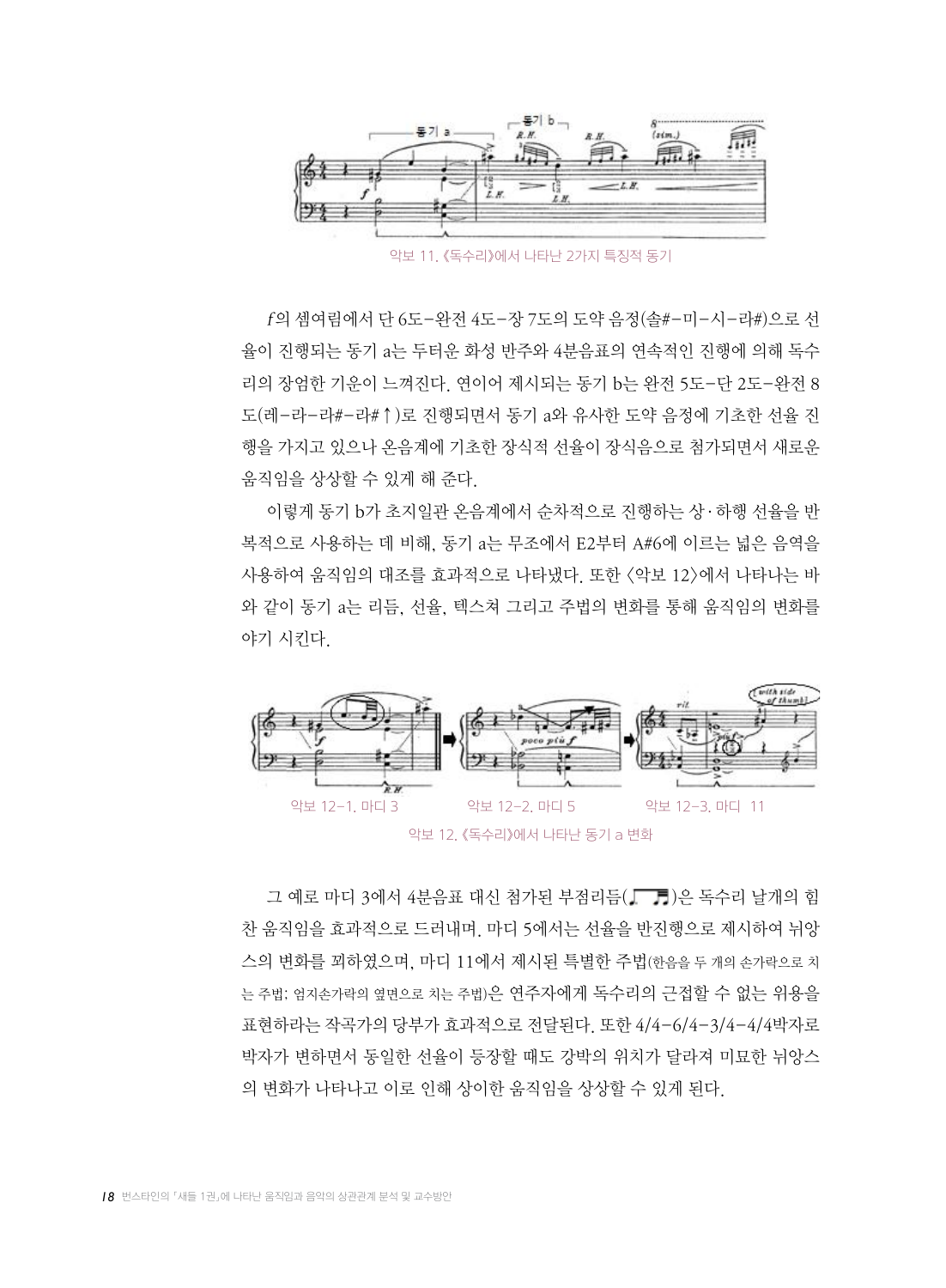악보 11. 《독수리》에서 나타난 2가지 특징적 동기

*f*의 셈여림에서 단 6도–완전 4도–장 7도의 도약 음정(솔#–미–시–라#)으로 선율이 진행되는 동기 a는 두터운 화성 반주와 4분음표의 연속적인 진행에 의해 독수리의 장엄한 기운이 느껴진다. 연이어 제시되는 동기 b는 완전 5도–단 2도–완전 8도(레–라–라#–라#↑)로 진행되면서 동기 a와 유사한 도약 음정에 기초한 선율 진행을 가지고 있으나 온음계에 기초한 장식적 선율이 장식음으로 첨가되면서 새로운 움직임을 상상할 수 있게 해 준다.

이렇게 동기 b가 초지일관 온음계에서 순차적으로 진행하는 상·하행 선율을 반복적으로 사용하는 데 비해, 동기 a는 무조에서 E2부터 A#6에 이르는 넓은 음역을 사용하여 움직임의 대조를 효과적으로 나타냈다. 또한 〈악보 12〉에서 나타나는 바와 같이 동기 a는 리듬, 선율, 텍스쳐 그리고 주법의 변화를 통해 움직임의 변화를 야기 시킨다.

악보 12–1. 마디 3 악보 12–2. 마디 5 악보 12–3. 마디 11

악보 12. 《독수리》에서 나타난 동기 a 변화

그 예로 마디 3에서 4분음표 대신 첨가된 부점리듬(♩. ♬)은 독수리 날개의 힘찬 움직임을 효과적으로 드러내며, 마디 5에서는 선율을 반진행으로 제시하여 뉘앙스의 변화를 꾀하였으며, 마디 11에서 제시된 특별한 주법(한음을 두 개의 손가락으로 치는 주법; 엄지손가락의 옆면으로 치는 주법)은 연주자에게 독수리의 근접할 수 없는 위용을 표현하라는 작곡가의 당부가 효과적으로 전달된다. 또한 4/4–6/4–3/4–4/4박자로 박자가 변하면서 동일한 선율이 등장할 때도 강박의 위치가 달라져 미묘한 뉘앙스의 변화가 나타나고 이로 인해 상이한 움직임을 상상할 수 있게 된다.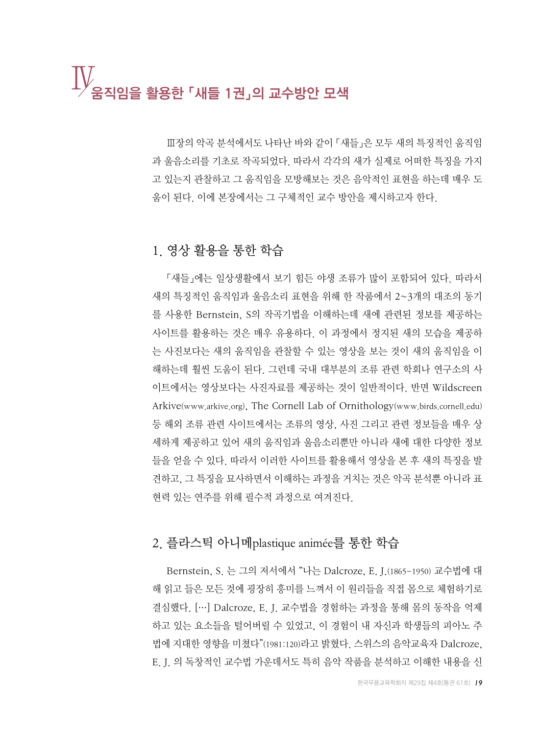# Ⅳ 움직임을 활용한 「새들 1권」의 교수방안 모색

Ⅲ장의 악곡 분석에서도 나타난 바와 같이 「새들」은 모두 새의 특징적인 움직임과 울음소리를 기초로 작곡되었다. 따라서 각각의 새가 실제로 어떠한 특징을 가지고 있는지 관찰하고 그 움직임을 모방해보는 것은 음악적인 표현을 하는데 매우 도움이 된다. 이에 본장에서는 그 구체적인 교수 방안을 제시하고자 한다.

## 1. 영상 활용을 통한 학습

「새들」에는 일상생활에서 보기 힘든 야생 조류가 많이 포함되어 있다. 따라서 새의 특징적인 움직임과 울음소리 표현을 위해 한 작품에서 2~3개의 대조의 동기를 사용한 Bernstein, S의 작곡기법을 이해하는데 새에 관련된 정보를 제공하는 사이트를 활용하는 것은 매우 유용하다. 이 과정에서 정지된 새의 모습을 제공하는 사진보다는 새의 움직임을 관찰할 수 있는 영상을 보는 것이 새의 움직임을 이해하는데 훨씬 도움이 된다. 그런데 국내 대부분의 조류 관련 학회나 연구소의 사이트에서는 영상보다는 사진자료를 제공하는 것이 일반적이다. 반면 Wildscreen Arkive(www.arkive.org), The Cornell Lab of Ornithology(www.birds.cornell.edu) 등 해외 조류 관련 사이트에서는 조류의 영상, 사진 그리고 관련 정보들을 매우 상세하게 제공하고 있어 새의 움직임과 울음소리뿐만 아니라 새에 대한 다양한 정보들을 얻을 수 있다. 따라서 이러한 사이트를 활용해서 영상을 본 후 새의 특징을 발견하고, 그 특징을 묘사하면서 이해하는 과정을 거치는 것은 악곡 분석뿐 아니라 표현력 있는 연주를 위해 필수적 과정으로 여겨진다.

## 2. 플라스틱 아니메plastique animée를 통한 학습

Bernstein, S. 는 그의 저서에서 "나는 Dalcroze, E. J.(1865-1950) 교수법에 대해 읽고 들은 모든 것에 굉장히 흥미를 느껴서 이 원리들을 직접 몸으로 체험하기로 결심했다. [···] Dalcroze, E. J. 교수법을 경험하는 과정을 통해 몸의 동작을 억제하고 있는 요소들을 털어버릴 수 있었고, 이 경험이 내 자신과 학생들의 피아노 주법에 지대한 영향을 미쳤다"(1981:120)라고 밝혔다. 스위스의 음악교육자 Dalcroze, E. J. 의 독창적인 교수법 가운데서도 특히 음악 작품을 분석하고 이해한 내용을 신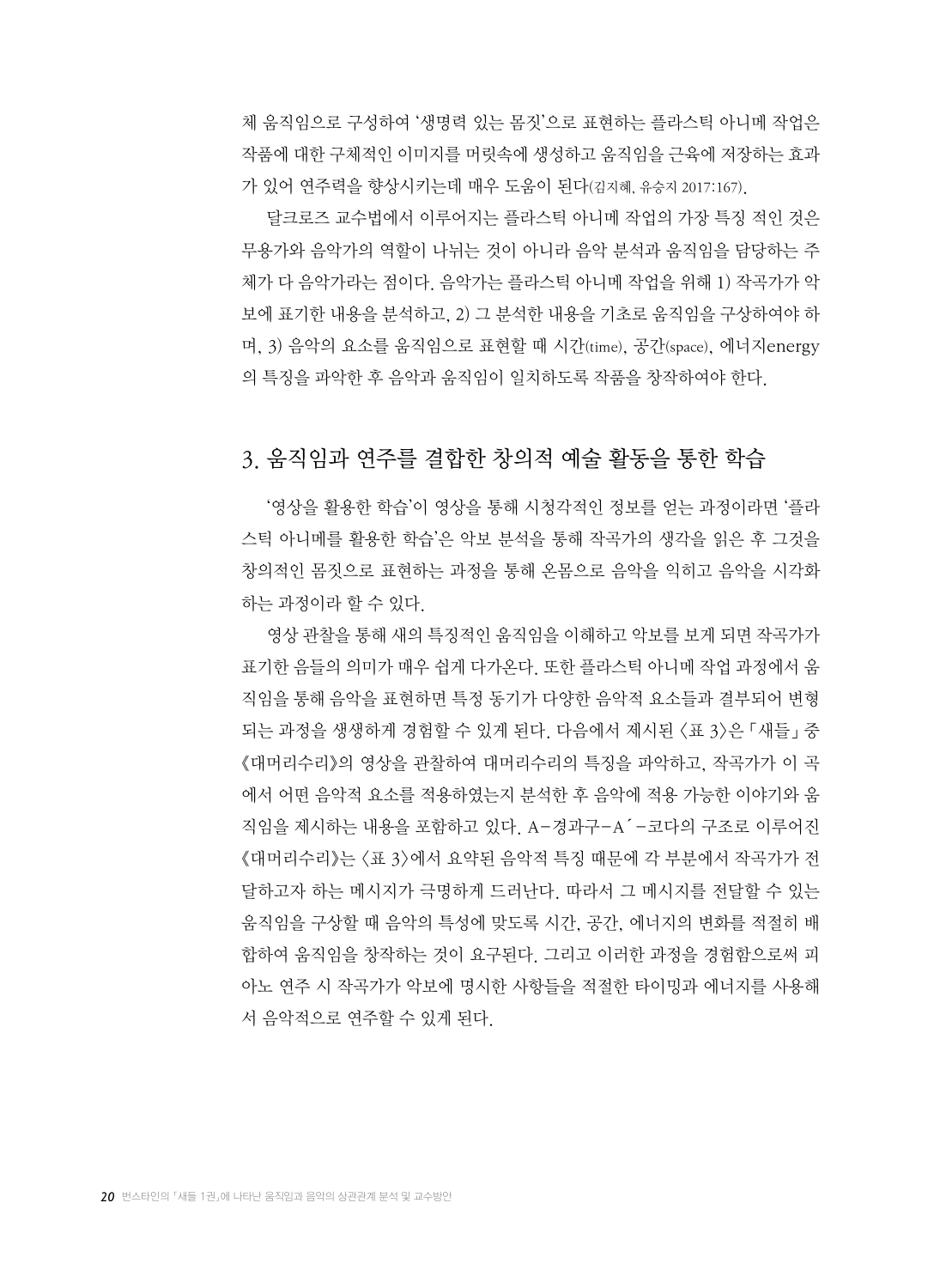체 움직임으로 구성하여 '생명력 있는 몸짓'으로 표현하는 플라스틱 아니메 작업은 작품에 대한 구체적인 이미지를 머릿속에 생성하고 움직임을 근육에 저장하는 효과가 있어 연주력을 향상시키는데 매우 도움이 된다(김지혜, 유승지 2017:167).

달크로즈 교수법에서 이루어지는 플라스틱 아니메 작업의 가장 특징 적인 것은 무용가와 음악가의 역할이 나뉘는 것이 아니라 음악 분석과 움직임을 담당하는 주체가 다 음악가라는 점이다. 음악가는 플라스틱 아니메 작업을 위해 1) 작곡가가 악보에 표기한 내용을 분석하고, 2) 그 분석한 내용을 기초로 움직임을 구상하여야 하며, 3) 음악의 요소를 움직임으로 표현할 때 시간(time), 공간(space), 에너지energy의 특징을 파악한 후 음악과 움직임이 일치하도록 작품을 창작하여야 한다.

## 3. 움직임과 연주를 결합한 창의적 예술 활동을 통한 학습

'영상을 활용한 학습'이 영상을 통해 시청각적인 정보를 얻는 과정이라면 '플라스틱 아니메를 활용한 학습'은 악보 분석을 통해 작곡가의 생각을 읽은 후 그것을 창의적인 몸짓으로 표현하는 과정을 통해 온몸으로 음악을 익히고 음악을 시각화하는 과정이라 할 수 있다.

영상 관찰을 통해 새의 특징적인 움직임을 이해하고 악보를 보게 되면 작곡가가 표기한 음들의 의미가 매우 쉽게 다가온다. 또한 플라스틱 아니메 작업 과정에서 움직임을 통해 음악을 표현하면 특정 동기가 다양한 음악적 요소들과 결부되어 변형되는 과정을 생생하게 경험할 수 있게 된다. 다음에서 제시된 <표 3>은 「새들」 중 《대머리수리》의 영상을 관찰하여 대머리수리의 특징을 파악하고, 작곡가가 이 곡에서 어떤 음악적 요소를 적용하였는지 분석한 후 음악에 적용 가능한 이야기와 움직임을 제시하는 내용을 포함하고 있다. A-경과구-A´-코다의 구조로 이루어진 《대머리수리》는 <표 3>에서 요약된 음악적 특징 때문에 각 부분에서 작곡가가 전달하고자 하는 메시지가 극명하게 드러난다. 따라서 그 메시지를 전달할 수 있는 움직임을 구상할 때 음악의 특성에 맞도록 시간, 공간, 에너지의 변화를 적절히 배합하여 움직임을 창작하는 것이 요구된다. 그리고 이러한 과정을 경험함으로써 피아노 연주 시 작곡가가 악보에 명시한 사항들을 적절한 타이밍과 에너지를 사용해서 음악적으로 연주할 수 있게 된다.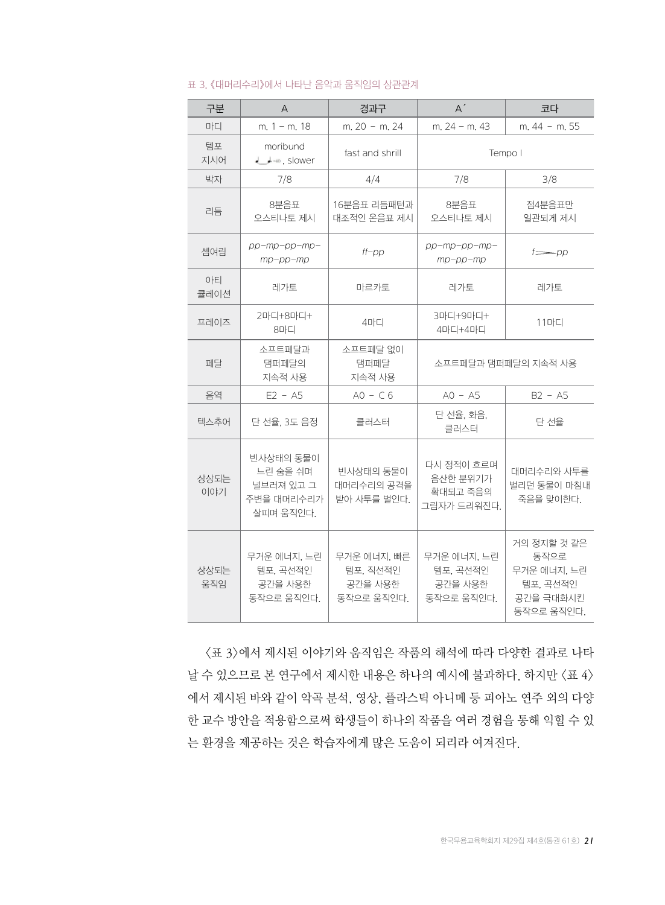표 3. 《대머리수리》에서 나타난 음악과 움직임의 상관관계

| 구분 | A | 경과구 | A´ | 코다 |
|---|---|---|---|---|
| 마디 | m. 1 – m. 18 | m. 20 – m. 24 | m. 24 – m. 43 | m. 44 – m. 55 |
| 템포 지시어 | moribund ♩_♩=, slower | fast and shrill | Tempo I | |
| 박자 | 7/8 | 4/4 | 7/8 | 3/8 |
| 리듬 | 8분음표 오스티나토 제시 | 16분음표 리듬패턴과 대조적인 온음표 제시 | 8분음표 오스티나토 제시 | 점4분음표만 일관되게 제시 |
| 셈여림 | *pp–mp–pp–mp–mp–pp–mp* | *ff–pp* | *pp–mp–pp–mp–mp–pp–mp* | *f*═══*pp* |
| 아티큘레이션 | 레가토 | 마르카토 | 레가토 | 레가토 |
| 프레이즈 | 2마디+8마디+8마디 | 4마디 | 3마디+9마디+4마디+4마디 | 11마디 |
| 페달 | 소프트페달과 댐퍼페달의 지속적 사용 | 소프트페달 없이 댐퍼페달 지속적 사용 | 소프트페달과 댐퍼페달의 지속적 사용 | |
| 음역 | E2 – A5 | A0 – C 6 | A0 – A5 | B2 – A5 |
| 텍스추어 | 단 선율, 3도 음정 | 클러스터 | 단 선율, 화음, 클러스터 | 단 선율 |
| 상상되는 이야기 | 빈사상태의 동물이 느린 숨을 쉬며 널브러져 있고 그 주변을 대머리수리가 살피며 움직인다. | 빈사상태의 동물이 대머리수리의 공격을 받아 사투를 벌인다. | 다시 정적이 흐르며 음산한 분위기가 확대되고 죽음의 그림자가 드리워진다. | 대머리수리와 사투를 벌리던 동물이 마침내 죽음을 맞이한다. |
| 상상되는 움직임 | 무거운 에너지, 느린 템포, 곡선적인 공간을 사용한 동작으로 움직인다. | 무거운 에너지, 빠른 템포, 직선적인 공간을 사용한 동작으로 움직인다. | 무거운 에너지, 느린 템포, 곡선적인 공간을 사용한 동작으로 움직인다. | 거의 정지할 것 같은 동작으로 무거운 에너지, 느린 템포, 곡선적인 공간을 극대화시킨 동작으로 움직인다. |

〈표 3〉에서 제시된 이야기와 움직임은 작품의 해석에 따라 다양한 결과로 나타날 수 있으므로 본 연구에서 제시한 내용은 하나의 예시에 불과하다. 하지만 〈표 4〉에서 제시된 바와 같이 악곡 분석, 영상, 플라스틱 아니메 등 피아노 연주 외의 다양한 교수 방안을 적용함으로써 학생들이 하나의 작품을 여러 경험을 통해 익힐 수 있는 환경을 제공하는 것은 학습자에게 많은 도움이 되리라 여겨진다.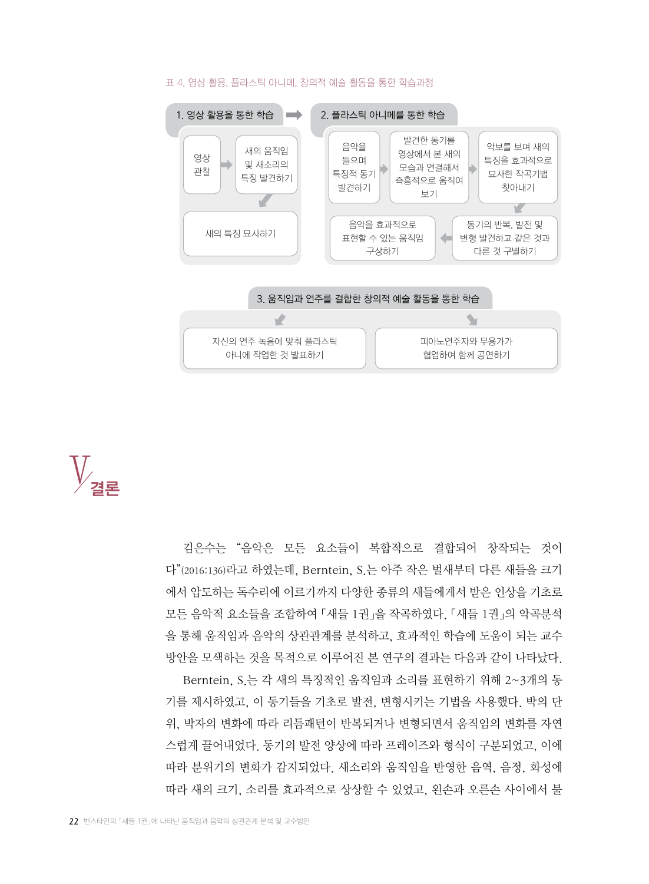표 4. 영상 활용, 플라스틱 아니메, 창의적 예술 활동을 통한 학습과정

**1. 영상 활용을 통한 학습**

- 영상 관찰 → 새의 움직임 및 새소리의 특징 발견하기 → 새의 특징 묘사하기

**2. 플라스틱 아니메를 통한 학습**

- 음악을 들으며 특징적 동기 발견하기 → 발견한 동기를 영상에서 본 새의 모습과 연결해서 즉흥적으로 움직여 보기 → 악보를 보며 새의 특징을 효과적으로 묘사한 작곡기법 찾아내기 → 동기의 반복, 발전 및 변형 발견하고 같은 것과 다른 것 구별하기 → 음악을 효과적으로 표현할 수 있는 움직임 구상하기

**3. 움직임과 연주를 결합한 창의적 예술 활동을 통한 학습**

- 자신의 연주 녹음에 맞춰 플라스틱 아니메에 작업한 것 발표하기
- 피아노연주자와 무용가가 협업하여 함께 공연하기

# V 결론

김은수는 "음악은 모든 요소들이 복합적으로 결합되어 창작되는 것이다"(2016:136)라고 하였는데, Berntein, S.는 아주 작은 벌새부터 다른 새들을 크기에서 압도하는 독수리에 이르기까지 다양한 종류의 새들에게서 받은 인상을 기초로 모든 음악적 요소들을 조합하여「새들 1권」을 작곡하였다.「새들 1권」의 악곡분석을 통해 움직임과 음악의 상관관계를 분석하고, 효과적인 학습에 도움이 되는 교수방안을 모색하는 것을 목적으로 이루어진 본 연구의 결과는 다음과 같이 나타났다.

Berntein, S.는 각 새의 특징적인 움직임과 소리를 표현하기 위해 2~3개의 동기를 제시하였고, 이 동기들을 기초로 발전, 변형시키는 기법을 사용했다. 박의 단위, 박자의 변화에 따라 리듬패턴이 반복되거나 변형되면서 움직임의 변화를 자연스럽게 끌어내었다. 동기의 발전 양상에 따라 프레이즈와 형식이 구분되었고, 이에 따라 분위기의 변화가 감지되었다. 새소리와 움직임을 반영한 음역, 음정, 화성에 따라 새의 크기, 소리를 효과적으로 상상할 수 있었고, 왼손과 오른손 사이에서 불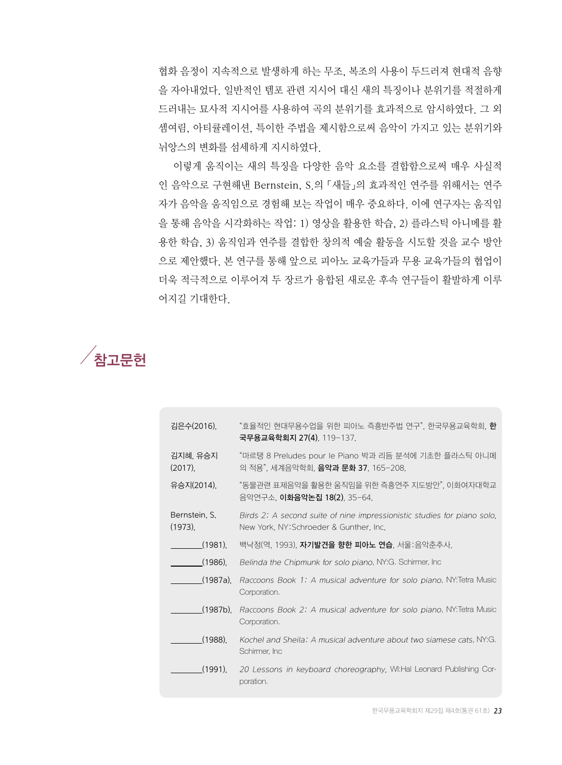협화 음정이 지속적으로 발생하게 하는 무조, 복조의 사용이 두드러져 현대적 음향을 자아내었다. 일반적인 템포 관련 지시어 대신 새의 특징이나 분위기를 적절하게 드러내는 묘사적 지시어를 사용하여 곡의 분위기를 효과적으로 암시하였다. 그 외 셈여림, 아티큘레이션, 특이한 주법을 제시함으로써 음악이 가지고 있는 분위기와 뉘앙스의 변화를 섬세하게 지시하였다.

이렇게 움직이는 새의 특징을 다양한 음악 요소를 결합함으로써 매우 사실적인 음악으로 구현해낸 Bernstein, S.의 「새들」의 효과적인 연주를 위해서는 연주자가 음악을 움직임으로 경험해 보는 작업이 매우 중요하다. 이에 연구자는 움직임을 통해 음악을 시각화하는 작업: 1) 영상을 활용한 학습, 2) 플라스틱 아니메를 활용한 학습, 3) 움직임과 연주를 결합한 창의적 예술 활동을 시도할 것을 교수 방안으로 제안했다. 본 연구를 통해 앞으로 피아노 교육가들과 무용 교육가들의 협업이 더욱 적극적으로 이루어져 두 장르가 융합된 새로운 후속 연구들이 활발하게 이루어지길 기대한다.

## 참고문헌

김은수(2016). "효율적인 현대무용수업을 위한 피아노 즉흥반주법 연구". 한국무용교육학회. **한국무용교육학회지 27(4)**. 119-137.

김지혜, 유승지(2017). "마르탱 8 Preludes pour le Piano 박과 리듬 분석에 기초한 플라스틱 아니메의 적용". 세계음악학회. **음악과 문화 37**. 165-208.

유승지(2014). "동물관련 표제음악을 활용한 움직임을 위한 즉흥연주 지도방안". 이화여자대학교 음악연구소. **이화음악논집 18(2)**. 35-64.

Bernstein, S. (1973). *Birds 2: A second suite of nine impressionistic studies for piano solo*. New York, NY:Schroeder & Gunther, Inc.

________(1981). 백낙정(역, 1993). **자기발견을 향한 피아노 연습**. 서울:음악춘추사.

________(1986). *Belinda the Chipmunk for solo piano*. NY:G. Schirmer, Inc

________(1987a). *Raccoons Book 1: A musical adventure for solo piano*. NY:Tetra Music Corporation.

________(1987b). *Raccoons Book 2: A musical adventure for solo piano*. NY:Tetra Music Corporation.

________(1988). *Kochel and Sheila: A musical adventure about two siamese cats*. NY:G. Schirmer, Inc

________(1991). *20 Lessons in keyboard choreography*. WI:Hal Leonard Publishing Corporation.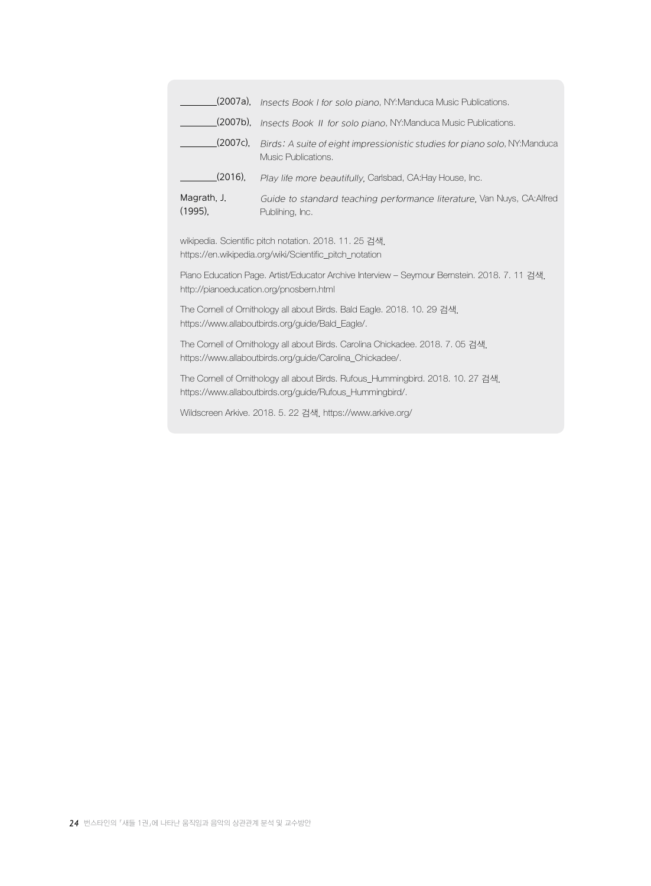________(2007a), *Insects Book I for solo piano*, NY:Manduca Music Publications.

________(2007b), *Insects Book II for solo piano*, NY:Manduca Music Publications.

________(2007c), *Birds: A suite of eight impressionistic studies for piano solo*, NY:Manduca Music Publications.

________(2016), *Play life more beautifully*, Carlsbad, CA:Hay House, Inc.

Magrath, J. (1995), *Guide to standard teaching performance literature*, Van Nuys, CA:Alfred Publihing, Inc.

wikipedia. Scientific pitch notation. 2018. 11. 25 검색.
https://en.wikipedia.org/wiki/Scientific_pitch_notation

Piano Education Page. Artist/Educator Archive Interview – Seymour Bernstein. 2018. 7. 11 검색.
http://pianoeducation.org/pnosbern.html

The Cornell of Ornithology all about Birds. Bald Eagle. 2018. 10. 29 검색.
https://www.allaboutbirds.org/guide/Bald_Eagle/.

The Cornell of Ornithology all about Birds. Carolina Chickadee. 2018. 7. 05 검색.
https://www.allaboutbirds.org/guide/Carolina_Chickadee/.

The Cornell of Ornithology all about Birds. Rufous_Hummingbird. 2018. 10. 27 검색.
https://www.allaboutbirds.org/guide/Rufous_Hummingbird/.

Wildscreen Arkive. 2018. 5. 22 검색. https://www.arkive.org/